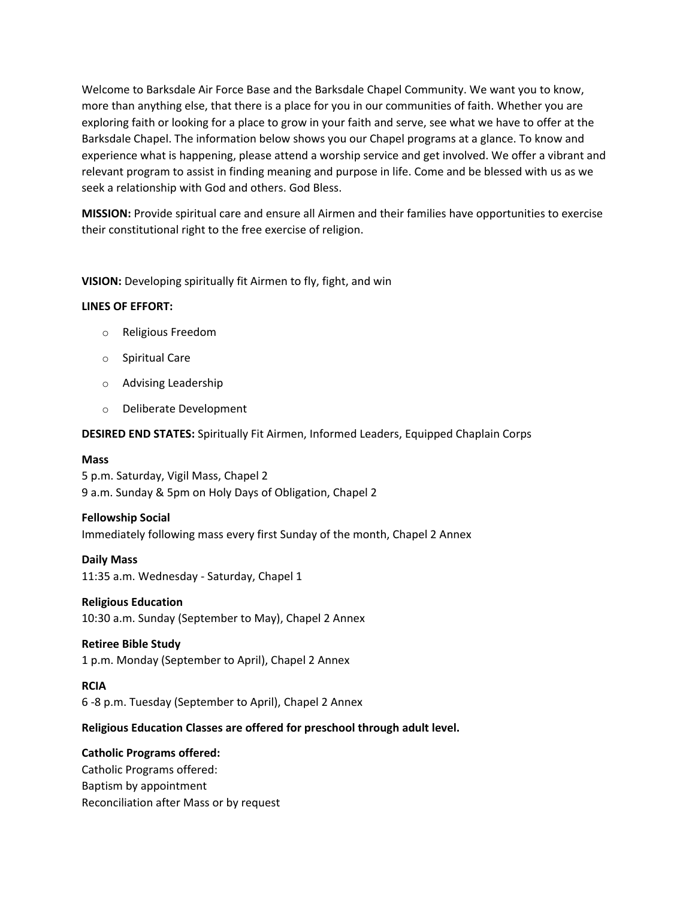Welcome to Barksdale Air Force Base and the Barksdale Chapel Community. We want you to know, more than anything else, that there is a place for you in our communities of faith. Whether you are exploring faith or looking for a place to grow in your faith and serve, see what we have to offer at the Barksdale Chapel. The information below shows you our Chapel programs at a glance. To know and experience what is happening, please attend a worship service and get involved. We offer a vibrant and relevant program to assist in finding meaning and purpose in life. Come and be blessed with us as we seek a relationship with God and others. God Bless.

**MISSION:** Provide spiritual care and ensure all Airmen and their families have opportunities to exercise their constitutional right to the free exercise of religion.

**VISION:** Developing spiritually fit Airmen to fly, fight, and win

**LINES OF EFFORT:**

- Religious Freedom
- Spiritual Care
- Advising Leadership
- Deliberate Development

**DESIRED END STATES:** Spiritually Fit Airmen, Informed Leaders, Equipped Chaplain Corps

**Mass**
5 p.m. Saturday, Vigil Mass, Chapel 2
9 a.m. Sunday & 5pm on Holy Days of Obligation, Chapel 2

**Fellowship Social**
Immediately following mass every first Sunday of the month, Chapel 2 Annex

**Daily Mass**
11:35 a.m. Wednesday - Saturday, Chapel 1

**Religious Education**
10:30 a.m. Sunday (September to May), Chapel 2 Annex

**Retiree Bible Study**
1 p.m. Monday (September to April), Chapel 2 Annex

**RCIA**
6 -8 p.m. Tuesday (September to April), Chapel 2 Annex

**Religious Education Classes are offered for preschool through adult level.**

**Catholic Programs offered:**
Catholic Programs offered:
Baptism by appointment
Reconciliation after Mass or by request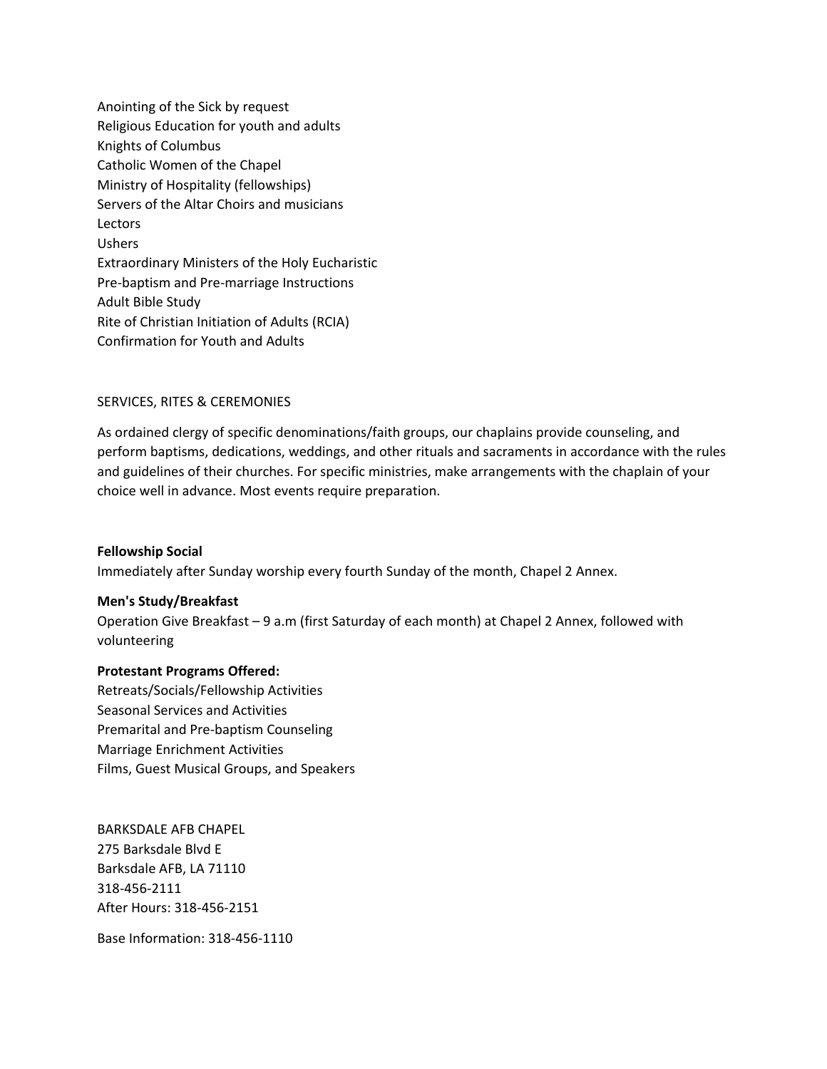Anointing of the Sick by request
Religious Education for youth and adults
Knights of Columbus
Catholic Women of the Chapel
Ministry of Hospitality (fellowships)
Servers of the Altar Choirs and musicians
Lectors
Ushers
Extraordinary Ministers of the Holy Eucharistic
Pre-baptism and Pre-marriage Instructions
Adult Bible Study
Rite of Christian Initiation of Adults (RCIA)
Confirmation for Youth and Adults

SERVICES, RITES & CEREMONIES

As ordained clergy of specific denominations/faith groups, our chaplains provide counseling, and perform baptisms, dedications, weddings, and other rituals and sacraments in accordance with the rules and guidelines of their churches. For specific ministries, make arrangements with the chaplain of your choice well in advance. Most events require preparation.

**Fellowship Social**
Immediately after Sunday worship every fourth Sunday of the month, Chapel 2 Annex.

**Men's Study/Breakfast**
Operation Give Breakfast – 9 a.m (first Saturday of each month) at Chapel 2 Annex, followed with volunteering

**Protestant Programs Offered:**
Retreats/Socials/Fellowship Activities
Seasonal Services and Activities
Premarital and Pre-baptism Counseling
Marriage Enrichment Activities
Films, Guest Musical Groups, and Speakers

BARKSDALE AFB CHAPEL
275 Barksdale Blvd E
Barksdale AFB, LA 71110
318-456-2111
After Hours: 318-456-2151

Base Information: 318-456-1110